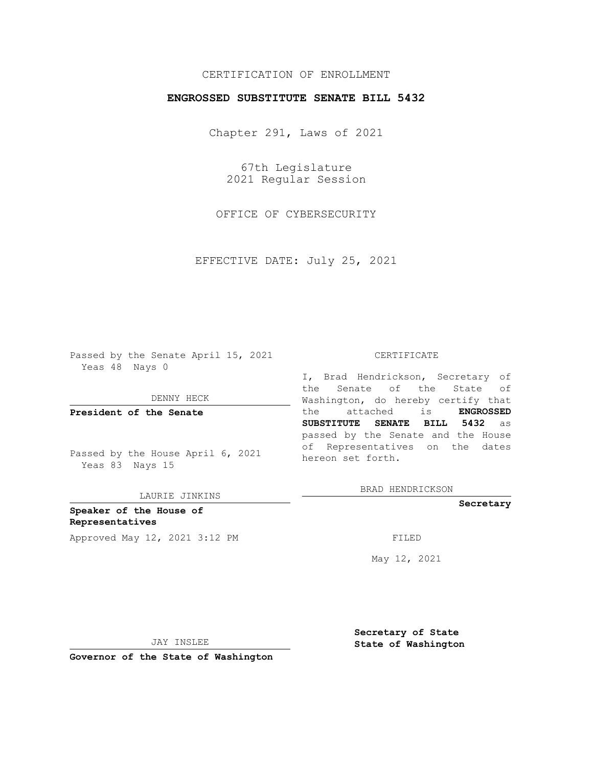CERTIFICATION OF ENROLLMENT

**ENGROSSED SUBSTITUTE SENATE BILL 5432**

Chapter 291, Laws of 2021

67th Legislature
2021 Regular Session

OFFICE OF CYBERSECURITY

EFFECTIVE DATE: July 25, 2021

Passed by the Senate April 15, 2021
Yeas 48 Nays 0

DENNY HECK

**President of the Senate**

Passed by the House April 6, 2021
Yeas 83 Nays 15

LAURIE JINKINS

**Speaker of the House of Representatives**

Approved May 12, 2021 3:12 PM

JAY INSLEE

**Governor of the State of Washington**

CERTIFICATE

I, Brad Hendrickson, Secretary of the Senate of the State of Washington, do hereby certify that the attached is **ENGROSSED SUBSTITUTE SENATE BILL 5432** as passed by the Senate and the House of Representatives on the dates hereon set forth.

BRAD HENDRICKSON

**Secretary**

FILED

May 12, 2021

**Secretary of State**
**State of Washington**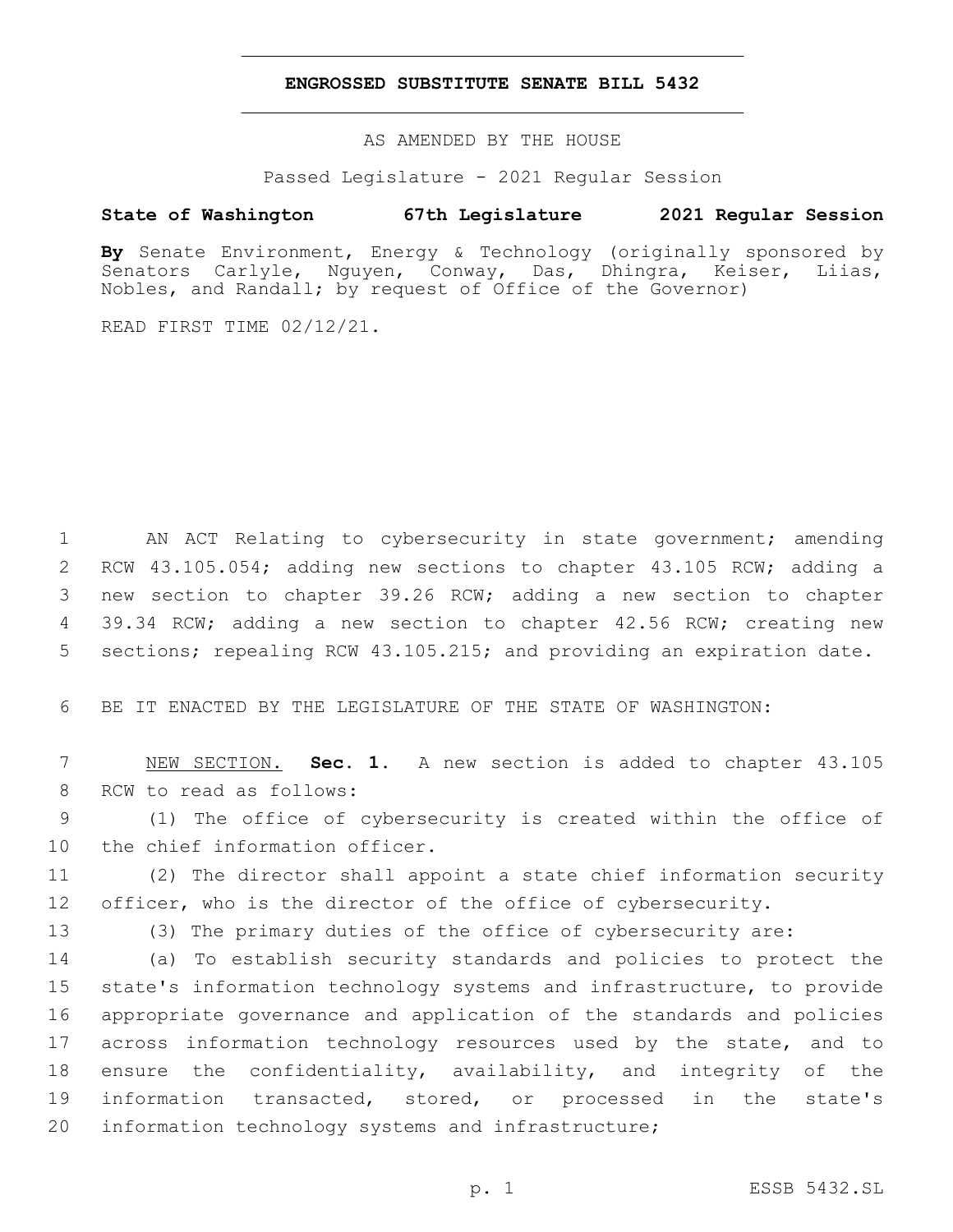**ENGROSSED SUBSTITUTE SENATE BILL 5432**

AS AMENDED BY THE HOUSE

Passed Legislature - 2021 Regular Session

**State of Washington 67th Legislature 2021 Regular Session**

**By** Senate Environment, Energy & Technology (originally sponsored by Senators Carlyle, Nguyen, Conway, Das, Dhingra, Keiser, Liias, Nobles, and Randall; by request of Office of the Governor)

READ FIRST TIME 02/12/21.

AN ACT Relating to cybersecurity in state government; amending RCW 43.105.054; adding new sections to chapter 43.105 RCW; adding a new section to chapter 39.26 RCW; adding a new section to chapter 39.34 RCW; adding a new section to chapter 42.56 RCW; creating new sections; repealing RCW 43.105.215; and providing an expiration date.

BE IT ENACTED BY THE LEGISLATURE OF THE STATE OF WASHINGTON:

NEW SECTION. **Sec. 1.** A new section is added to chapter 43.105 RCW to read as follows:

(1) The office of cybersecurity is created within the office of the chief information officer.

(2) The director shall appoint a state chief information security officer, who is the director of the office of cybersecurity.

(3) The primary duties of the office of cybersecurity are:

(a) To establish security standards and policies to protect the state's information technology systems and infrastructure, to provide appropriate governance and application of the standards and policies across information technology resources used by the state, and to ensure the confidentiality, availability, and integrity of the information transacted, stored, or processed in the state's information technology systems and infrastructure;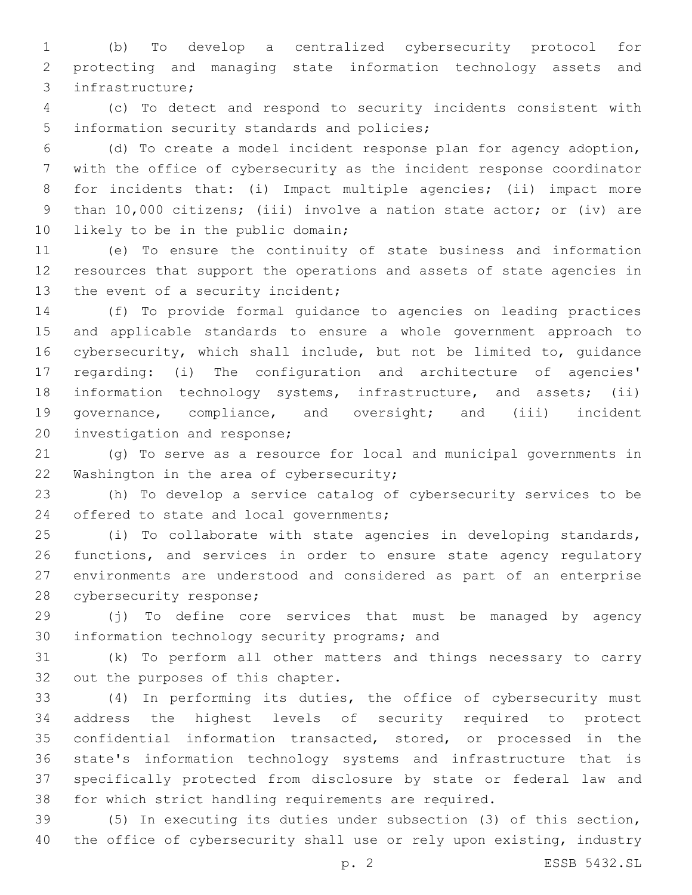(b) To develop a centralized cybersecurity protocol for protecting and managing state information technology assets and infrastructure;

(c) To detect and respond to security incidents consistent with information security standards and policies;

(d) To create a model incident response plan for agency adoption, with the office of cybersecurity as the incident response coordinator for incidents that: (i) Impact multiple agencies; (ii) impact more than 10,000 citizens; (iii) involve a nation state actor; or (iv) are likely to be in the public domain;

(e) To ensure the continuity of state business and information resources that support the operations and assets of state agencies in the event of a security incident;

(f) To provide formal guidance to agencies on leading practices and applicable standards to ensure a whole government approach to cybersecurity, which shall include, but not be limited to, guidance regarding: (i) The configuration and architecture of agencies' information technology systems, infrastructure, and assets; (ii) governance, compliance, and oversight; and (iii) incident investigation and response;

(g) To serve as a resource for local and municipal governments in Washington in the area of cybersecurity;

(h) To develop a service catalog of cybersecurity services to be offered to state and local governments;

(i) To collaborate with state agencies in developing standards, functions, and services in order to ensure state agency regulatory environments are understood and considered as part of an enterprise cybersecurity response;

(j) To define core services that must be managed by agency information technology security programs; and

(k) To perform all other matters and things necessary to carry out the purposes of this chapter.

(4) In performing its duties, the office of cybersecurity must address the highest levels of security required to protect confidential information transacted, stored, or processed in the state's information technology systems and infrastructure that is specifically protected from disclosure by state or federal law and for which strict handling requirements are required.

(5) In executing its duties under subsection (3) of this section, the office of cybersecurity shall use or rely upon existing, industry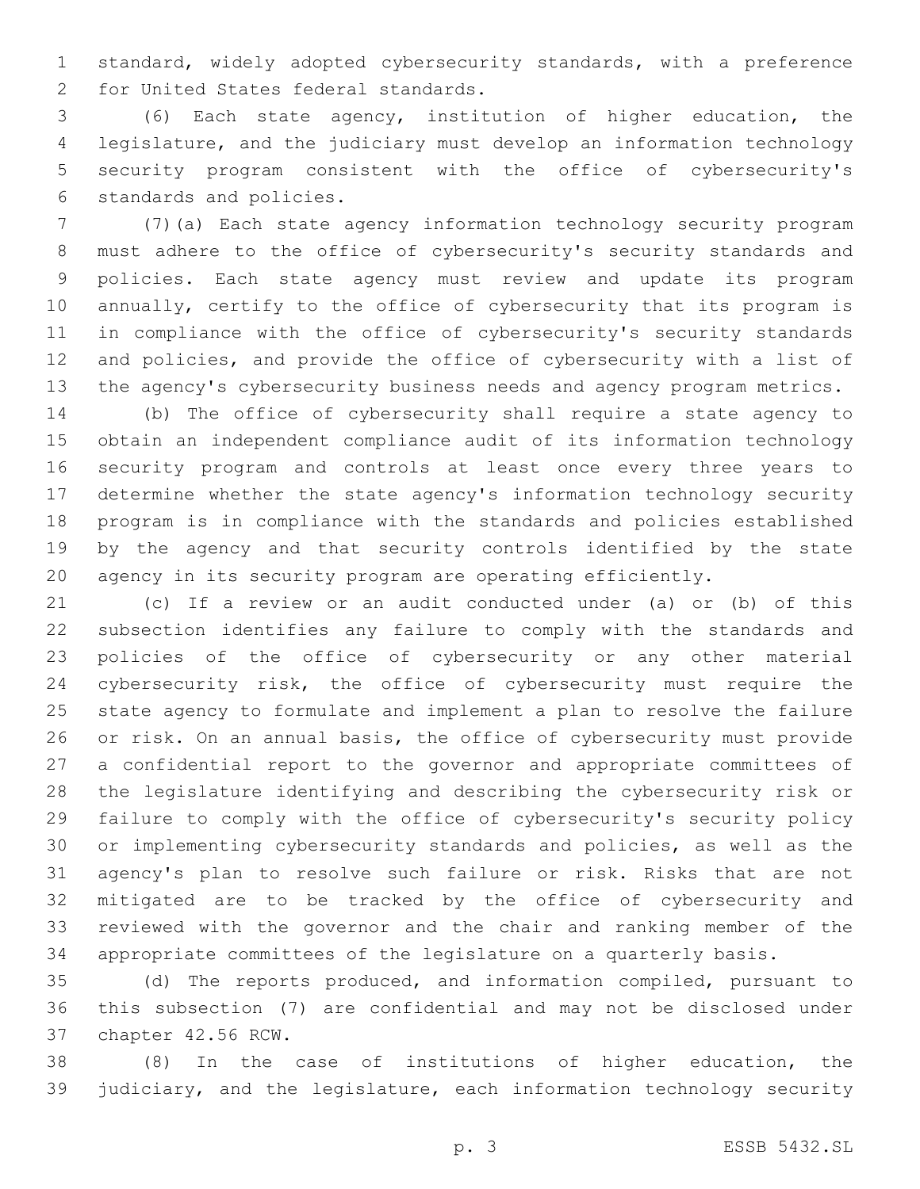standard, widely adopted cybersecurity standards, with a preference for United States federal standards.

(6) Each state agency, institution of higher education, the legislature, and the judiciary must develop an information technology security program consistent with the office of cybersecurity's standards and policies.

(7)(a) Each state agency information technology security program must adhere to the office of cybersecurity's security standards and policies. Each state agency must review and update its program annually, certify to the office of cybersecurity that its program is in compliance with the office of cybersecurity's security standards and policies, and provide the office of cybersecurity with a list of the agency's cybersecurity business needs and agency program metrics.

(b) The office of cybersecurity shall require a state agency to obtain an independent compliance audit of its information technology security program and controls at least once every three years to determine whether the state agency's information technology security program is in compliance with the standards and policies established by the agency and that security controls identified by the state agency in its security program are operating efficiently.

(c) If a review or an audit conducted under (a) or (b) of this subsection identifies any failure to comply with the standards and policies of the office of cybersecurity or any other material cybersecurity risk, the office of cybersecurity must require the state agency to formulate and implement a plan to resolve the failure or risk. On an annual basis, the office of cybersecurity must provide a confidential report to the governor and appropriate committees of the legislature identifying and describing the cybersecurity risk or failure to comply with the office of cybersecurity's security policy or implementing cybersecurity standards and policies, as well as the agency's plan to resolve such failure or risk. Risks that are not mitigated are to be tracked by the office of cybersecurity and reviewed with the governor and the chair and ranking member of the appropriate committees of the legislature on a quarterly basis.

(d) The reports produced, and information compiled, pursuant to this subsection (7) are confidential and may not be disclosed under chapter 42.56 RCW.

(8) In the case of institutions of higher education, the judiciary, and the legislature, each information technology security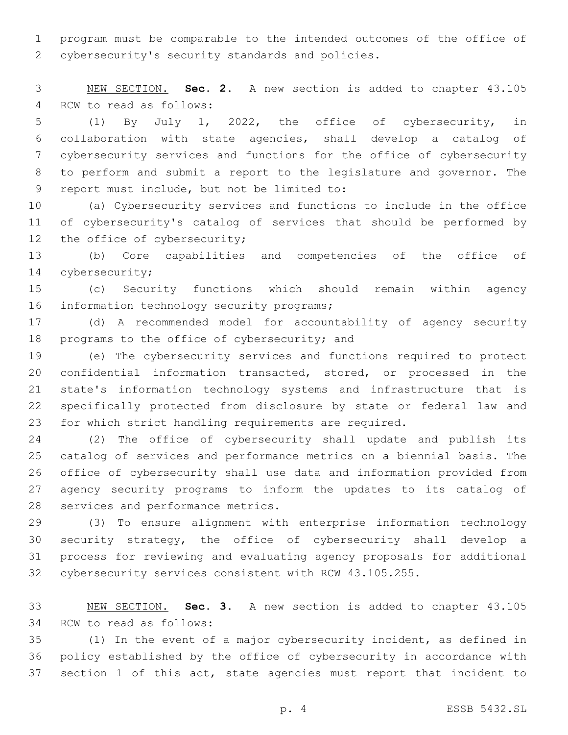program must be comparable to the intended outcomes of the office of cybersecurity's security standards and policies.

NEW SECTION. **Sec. 2.** A new section is added to chapter 43.105 RCW to read as follows:

(1) By July 1, 2022, the office of cybersecurity, in collaboration with state agencies, shall develop a catalog of cybersecurity services and functions for the office of cybersecurity to perform and submit a report to the legislature and governor. The report must include, but not be limited to:

(a) Cybersecurity services and functions to include in the office of cybersecurity's catalog of services that should be performed by the office of cybersecurity;

(b) Core capabilities and competencies of the office of cybersecurity;

(c) Security functions which should remain within agency information technology security programs;

(d) A recommended model for accountability of agency security programs to the office of cybersecurity; and

(e) The cybersecurity services and functions required to protect confidential information transacted, stored, or processed in the state's information technology systems and infrastructure that is specifically protected from disclosure by state or federal law and for which strict handling requirements are required.

(2) The office of cybersecurity shall update and publish its catalog of services and performance metrics on a biennial basis. The office of cybersecurity shall use data and information provided from agency security programs to inform the updates to its catalog of services and performance metrics.

(3) To ensure alignment with enterprise information technology security strategy, the office of cybersecurity shall develop a process for reviewing and evaluating agency proposals for additional cybersecurity services consistent with RCW 43.105.255.

NEW SECTION. **Sec. 3.** A new section is added to chapter 43.105 RCW to read as follows:

(1) In the event of a major cybersecurity incident, as defined in policy established by the office of cybersecurity in accordance with section 1 of this act, state agencies must report that incident to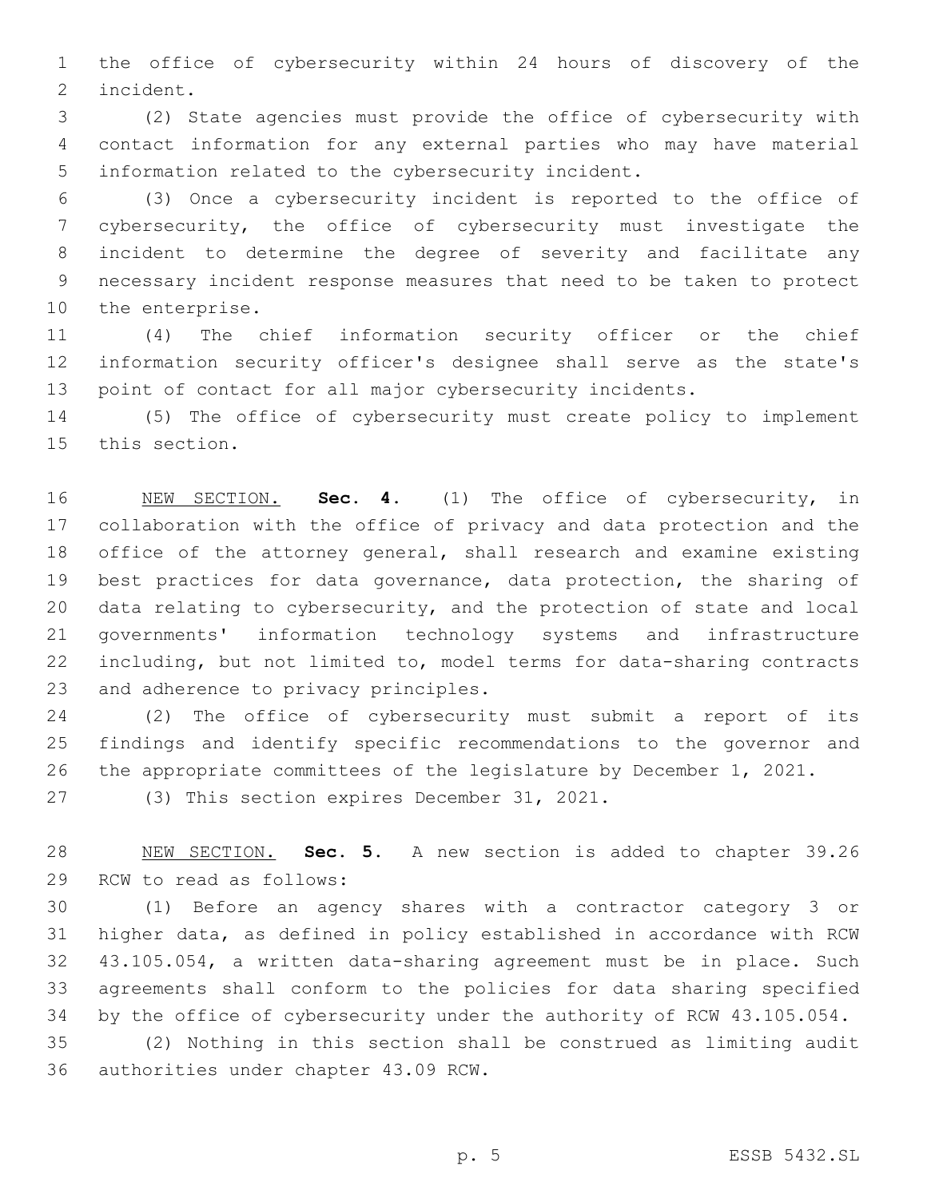the office of cybersecurity within 24 hours of discovery of the incident.

(2) State agencies must provide the office of cybersecurity with contact information for any external parties who may have material information related to the cybersecurity incident.

(3) Once a cybersecurity incident is reported to the office of cybersecurity, the office of cybersecurity must investigate the incident to determine the degree of severity and facilitate any necessary incident response measures that need to be taken to protect the enterprise.

(4) The chief information security officer or the chief information security officer's designee shall serve as the state's point of contact for all major cybersecurity incidents.

(5) The office of cybersecurity must create policy to implement this section.

NEW SECTION. **Sec. 4.** (1) The office of cybersecurity, in collaboration with the office of privacy and data protection and the office of the attorney general, shall research and examine existing best practices for data governance, data protection, the sharing of data relating to cybersecurity, and the protection of state and local governments' information technology systems and infrastructure including, but not limited to, model terms for data-sharing contracts and adherence to privacy principles.

(2) The office of cybersecurity must submit a report of its findings and identify specific recommendations to the governor and the appropriate committees of the legislature by December 1, 2021.

(3) This section expires December 31, 2021.

NEW SECTION. **Sec. 5.** A new section is added to chapter 39.26 RCW to read as follows:

(1) Before an agency shares with a contractor category 3 or higher data, as defined in policy established in accordance with RCW 43.105.054, a written data-sharing agreement must be in place. Such agreements shall conform to the policies for data sharing specified by the office of cybersecurity under the authority of RCW 43.105.054.

(2) Nothing in this section shall be construed as limiting audit authorities under chapter 43.09 RCW.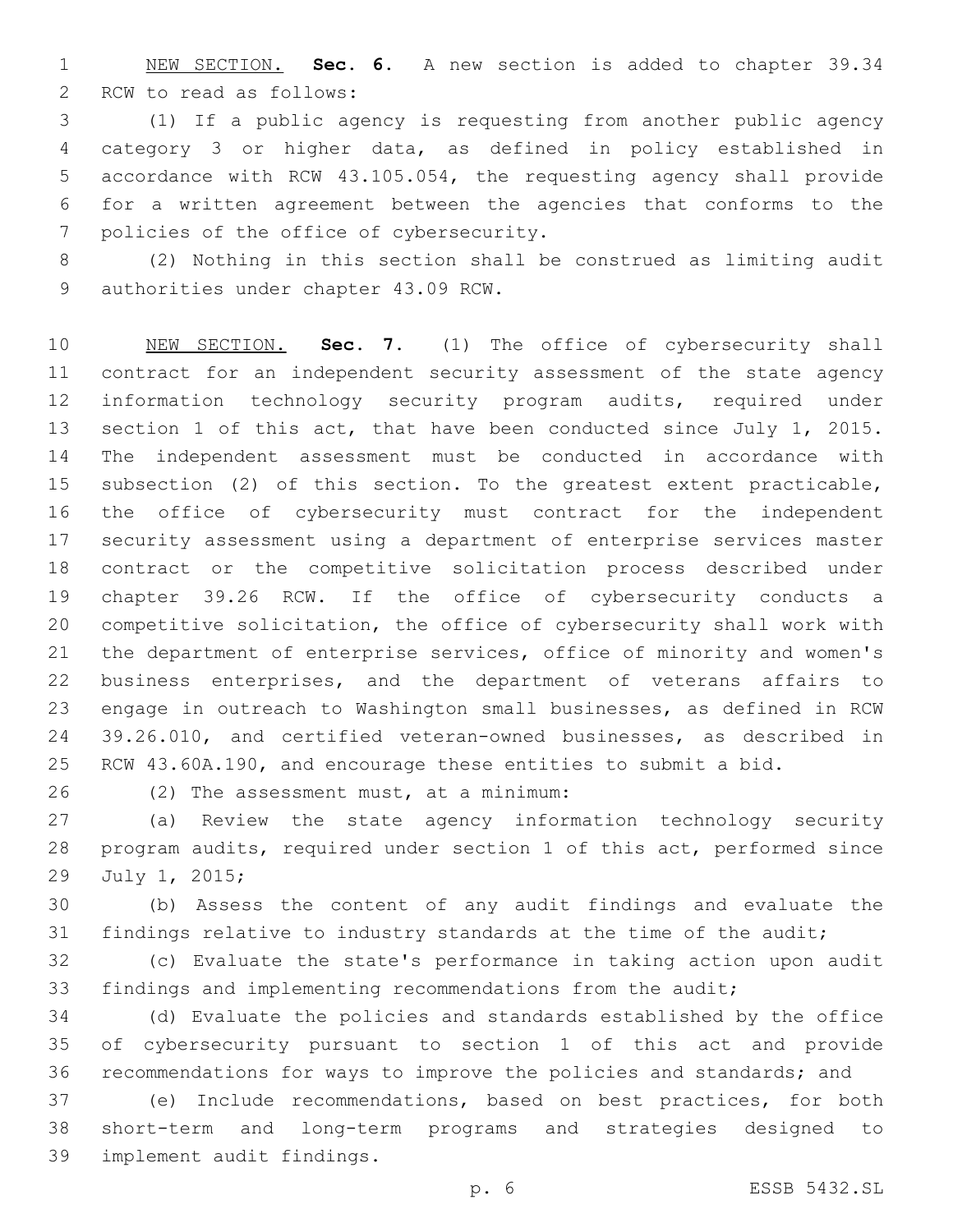NEW SECTION. **Sec. 6.** A new section is added to chapter 39.34 RCW to read as follows:

(1) If a public agency is requesting from another public agency category 3 or higher data, as defined in policy established in accordance with RCW 43.105.054, the requesting agency shall provide for a written agreement between the agencies that conforms to the policies of the office of cybersecurity.

(2) Nothing in this section shall be construed as limiting audit authorities under chapter 43.09 RCW.

NEW SECTION. **Sec. 7.** (1) The office of cybersecurity shall contract for an independent security assessment of the state agency information technology security program audits, required under section 1 of this act, that have been conducted since July 1, 2015. The independent assessment must be conducted in accordance with subsection (2) of this section. To the greatest extent practicable, the office of cybersecurity must contract for the independent security assessment using a department of enterprise services master contract or the competitive solicitation process described under chapter 39.26 RCW. If the office of cybersecurity conducts a competitive solicitation, the office of cybersecurity shall work with the department of enterprise services, office of minority and women's business enterprises, and the department of veterans affairs to engage in outreach to Washington small businesses, as defined in RCW 39.26.010, and certified veteran-owned businesses, as described in RCW 43.60A.190, and encourage these entities to submit a bid.

(2) The assessment must, at a minimum:

(a) Review the state agency information technology security program audits, required under section 1 of this act, performed since July 1, 2015;

(b) Assess the content of any audit findings and evaluate the findings relative to industry standards at the time of the audit;

(c) Evaluate the state's performance in taking action upon audit findings and implementing recommendations from the audit;

(d) Evaluate the policies and standards established by the office of cybersecurity pursuant to section 1 of this act and provide recommendations for ways to improve the policies and standards; and

(e) Include recommendations, based on best practices, for both short-term and long-term programs and strategies designed to implement audit findings.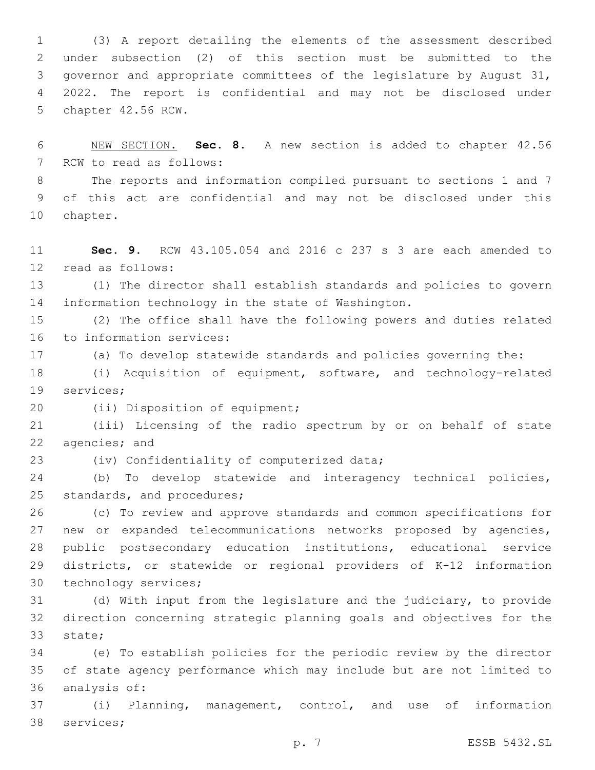(3) A report detailing the elements of the assessment described under subsection (2) of this section must be submitted to the governor and appropriate committees of the legislature by August 31, 2022. The report is confidential and may not be disclosed under chapter 42.56 RCW.

NEW SECTION. **Sec. 8.** A new section is added to chapter 42.56 RCW to read as follows:

The reports and information compiled pursuant to sections 1 and 7 of this act are confidential and may not be disclosed under this chapter.

**Sec. 9.** RCW 43.105.054 and 2016 c 237 s 3 are each amended to read as follows:

(1) The director shall establish standards and policies to govern information technology in the state of Washington.

(2) The office shall have the following powers and duties related to information services:

(a) To develop statewide standards and policies governing the:

(i) Acquisition of equipment, software, and technology-related services;

(ii) Disposition of equipment;

(iii) Licensing of the radio spectrum by or on behalf of state agencies; and

(iv) Confidentiality of computerized data;

(b) To develop statewide and interagency technical policies, standards, and procedures;

(c) To review and approve standards and common specifications for new or expanded telecommunications networks proposed by agencies, public postsecondary education institutions, educational service districts, or statewide or regional providers of K-12 information technology services;

(d) With input from the legislature and the judiciary, to provide direction concerning strategic planning goals and objectives for the state;

(e) To establish policies for the periodic review by the director of state agency performance which may include but are not limited to analysis of:

(i) Planning, management, control, and use of information services;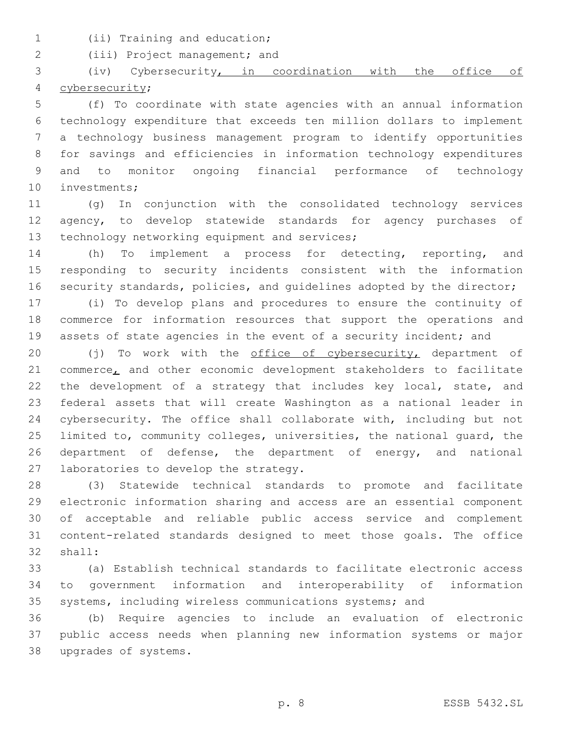(ii) Training and education;

(iii) Project management; and

(iv) Cybersecurity, in coordination with the office of cybersecurity;

(f) To coordinate with state agencies with an annual information technology expenditure that exceeds ten million dollars to implement a technology business management program to identify opportunities for savings and efficiencies in information technology expenditures and to monitor ongoing financial performance of technology investments;

(g) In conjunction with the consolidated technology services agency, to develop statewide standards for agency purchases of technology networking equipment and services;

(h) To implement a process for detecting, reporting, and responding to security incidents consistent with the information security standards, policies, and guidelines adopted by the director;

(i) To develop plans and procedures to ensure the continuity of commerce for information resources that support the operations and assets of state agencies in the event of a security incident; and

(j) To work with the office of cybersecurity, department of commerce, and other economic development stakeholders to facilitate the development of a strategy that includes key local, state, and federal assets that will create Washington as a national leader in cybersecurity. The office shall collaborate with, including but not limited to, community colleges, universities, the national guard, the department of defense, the department of energy, and national laboratories to develop the strategy.

(3) Statewide technical standards to promote and facilitate electronic information sharing and access are an essential component of acceptable and reliable public access service and complement content-related standards designed to meet those goals. The office shall:

(a) Establish technical standards to facilitate electronic access to government information and interoperability of information systems, including wireless communications systems; and

(b) Require agencies to include an evaluation of electronic public access needs when planning new information systems or major upgrades of systems.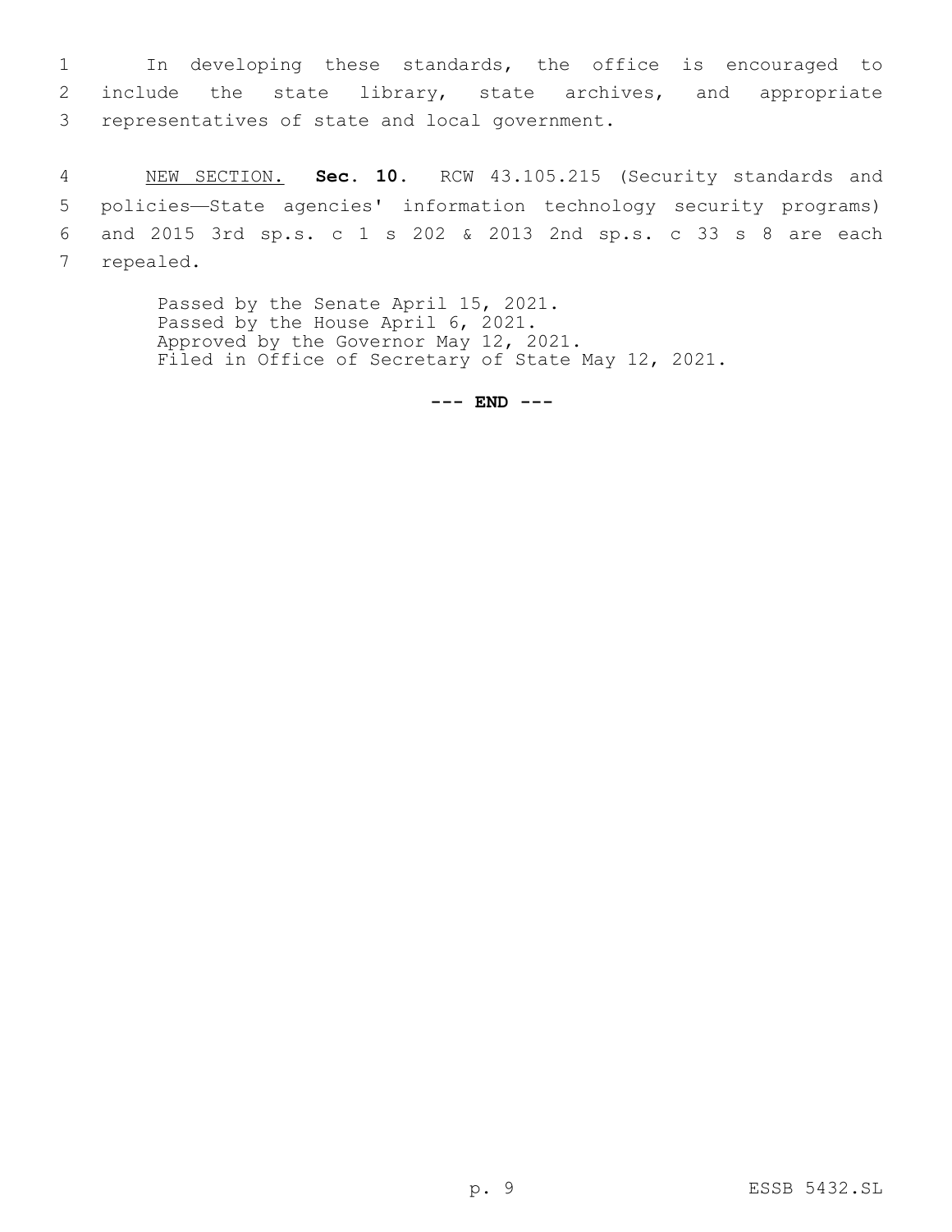In developing these standards, the office is encouraged to include the state library, state archives, and appropriate representatives of state and local government.

NEW SECTION. **Sec. 10.** RCW 43.105.215 (Security standards and policies—State agencies' information technology security programs) and 2015 3rd sp.s. c 1 s 202 & 2013 2nd sp.s. c 33 s 8 are each repealed.

Passed by the Senate April 15, 2021.
Passed by the House April 6, 2021.
Approved by the Governor May 12, 2021.
Filed in Office of Secretary of State May 12, 2021.

**--- END ---**